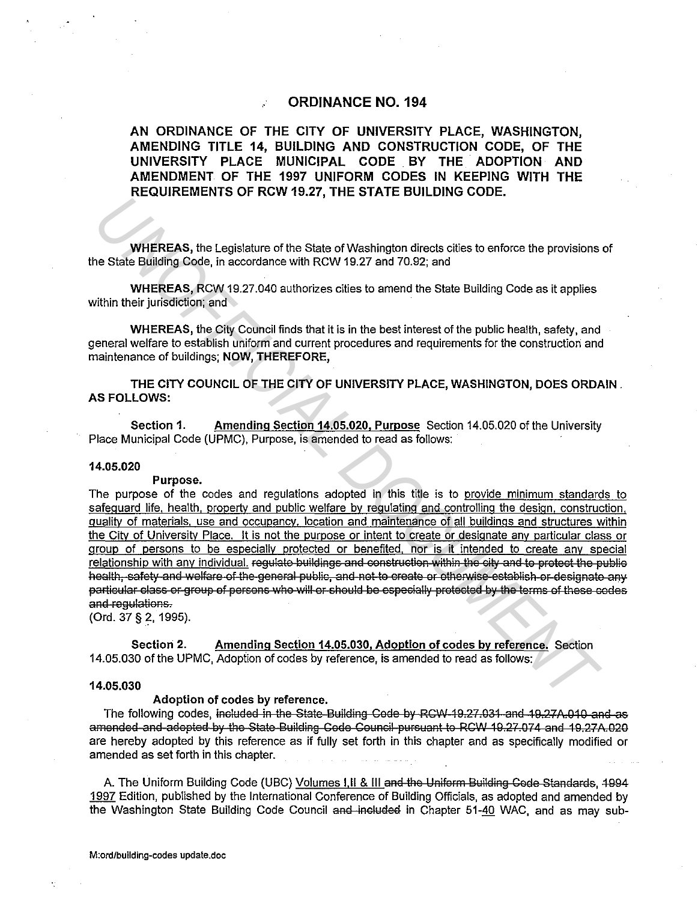# ORDINANCE NO. 194

## AN ORDINANCE OF THE CITY OF UNIVERSITY PLACE, WASHINGTON, AMENDING TITLE 14, BUILDING AND CONSTRUCTION CODE, OF THE UNIVERSITY PLACE MUNICIPAL CODE BY THE ADOPTION AND AMENDMENT OF THE 1997 UNIFORM CODES IN KEEPING WITH THE REQUIREMENTS OF RCW 19.27, THE STATE BUILDING CODE.

**WHEREAS,** the Legislature of the State of Washington directs cities to enforce the provisions of the State Building Code, in accordance with RCW 19.27 and 70.92; and

**WHEREAS,** RCW 19.27.040 authorizes cities to amend the State Building Code as it applies within their jurisdiction; and

**WHEREAS,** the City Council finds that it is in the best interest of the public health, safety, and general welfare to establish uniform and current procedures and requirements for the construction and maintenance of buildings; **NOW, THEREFORE,**

**THE CITY COUNCIL OF THE CITY OF UNIVERSITY PLACE, WASHINGTON, DOES ORDAIN AS FOLLOWS:**

**Section 1.** <u>Amending Section 14.05.020, Purpose</u> Section 14.05.020 of the University Place Municipal Code (UPMC), Purpose, is amended to read as follows:

**14.05.020**

**Purpose.**

The purpose of the codes and regulations adopted in this title is to <u>provide minimum standards to safeguard life, health, property and public welfare by regulating and controlling the design, construction, quality of materials, use and occupancy, location and maintenance of all buildings and structures within the City of University Place. It is not the purpose or intent to create or designate any particular class or group of persons to be especially protected or benefited, nor is it intended to create any special relationship with any individual.</u> ~~regulate buildings and construction within the city and to protect the public health, safety and welfare of the general public, and not to create or otherwise establish or designate any particular class or group of persons who will or should be especially protected by the terms of these codes and regulations.~~

(Ord. 37 § 2, 1995).

**Section 2.** <u>Amending Section 14.05.030, Adoption of codes by reference.</u> Section 14.05.030 of the UPMC, Adoption of codes by reference, is amended to read as follows:

**14.05.030**

**Adoption of codes by reference.**

The following codes, ~~included in the State Building Code by RCW 19.27.031 and 19.27A.010 and as amended and adopted by the State Building Code Council pursuant to RCW 19.27.074 and 19.27A.020~~ are hereby adopted by this reference as if fully set forth in this chapter and as specifically modified or amended as set forth in this chapter.

A. The Uniform Building Code (UBC) <u>Volumes I,II & III</u> ~~and the Uniform Building Code Standards, 1994~~ <u>1997</u> Edition, published by the International Conference of Building Officials, as adopted and amended by the Washington State Building Code Council ~~and included~~ in Chapter 51-<u>40</u> WAC, and as may sub-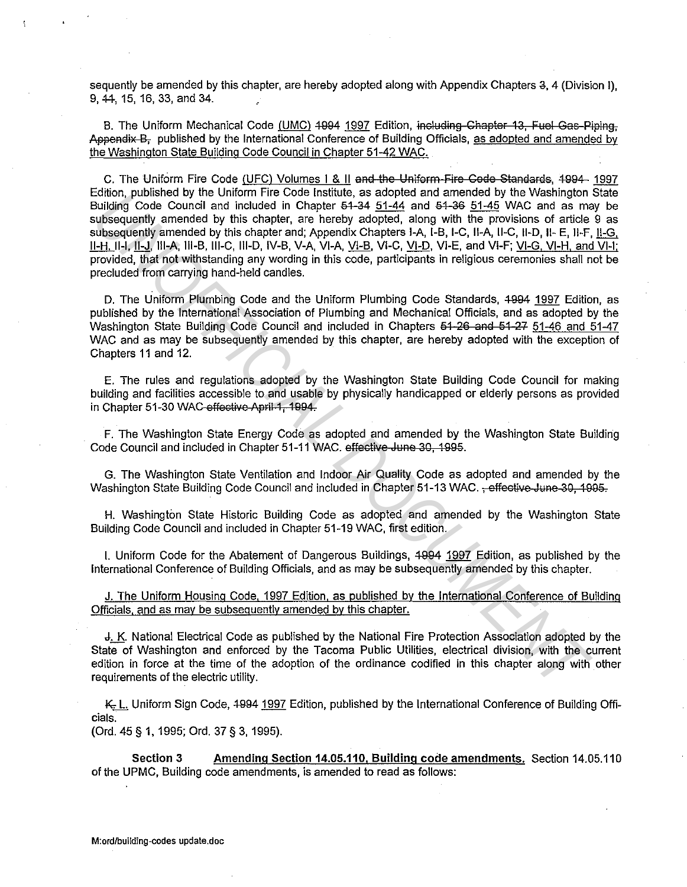sequently be amended by this chapter, are hereby adopted along with Appendix Chapters ~~3~~, 4 (Division I), 9, ~~11~~, 15, 16, 33, and 34.

B. The Uniform Mechanical Code <u>(UMC)</u> ~~1994~~ <u>1997</u> Edition, ~~including Chapter 13, Fuel Gas Piping, Appendix B,~~ published by the International Conference of Building Officials, <u>as adopted and amended by the Washington State Building Code Council in Chapter 51-42 WAC.</u>

C. The Uniform Fire Code <u>(UFC) Volumes I & II</u> ~~and the Uniform Fire Code Standards, 1994~~ <u>1997</u> Edition, published by the Uniform Fire Code Institute, as adopted and amended by the Washington State Building Code Council and included in Chapter ~~51-34~~ <u>51-44</u> and ~~51-36~~ <u>51-45</u> WAC and as may be subsequently amended by this chapter, are hereby adopted, along with the provisions of article 9 as subsequently amended by this chapter and; Appendix Chapters I-A, I-B, I-C, II-A, II-C, II-D, II- E, II-F, <u>II-G, II-H,</u> II-I, <u>II-J,</u> III-A, III-B, III-C, III-D, IV-B, V-A, VI-A, <u>VI-B,</u> VI-C, <u>VI-D,</u> VI-E, and VI-F; <u>VI-G, VI-H, and VI-I;</u> provided, that not withstanding any wording in this code, participants in religious ceremonies shall not be precluded from carrying hand-held candles.

D. The Uniform Plumbing Code and the Uniform Plumbing Code Standards, ~~1994~~ <u>1997</u> Edition, as published by the International Association of Plumbing and Mechanical Officials, and as adopted by the Washington State Building Code Council and included in Chapters ~~51-26 and 51-27~~ <u>51-46 and 51-47</u> WAC and as may be subsequently amended by this chapter, are hereby adopted with the exception of Chapters 11 and 12.

E. The rules and regulations adopted by the Washington State Building Code Council for making building and facilities accessible to and usable by physically handicapped or elderly persons as provided in Chapter 51-30 WAC ~~effective April 1, 1994.~~

F. The Washington State Energy Code as adopted and amended by the Washington State Building Code Council and included in Chapter 51-11 WAC. ~~effective June 30, 1995.~~

G. The Washington State Ventilation and Indoor Air Quality Code as adopted and amended by the Washington State Building Code Council and included in Chapter 51-13 WAC. ~~, effective June 30, 1995.~~

H. Washington State Historic Building Code as adopted and amended by the Washington State Building Code Council and included in Chapter 51-19 WAC, first edition.

I. Uniform Code for the Abatement of Dangerous Buildings, ~~1994~~ <u>1997</u> Edition, as published by the International Conference of Building Officials, and as may be subsequently amended by this chapter.

<u>J. The Uniform Housing Code, 1997 Edition, as published by the International Conference of Building Officials, and as may be subsequently amended by this chapter.</u>

~~J.~~ <u>K</u>. National Electrical Code as published by the National Fire Protection Association adopted by the State of Washington and enforced by the Tacoma Public Utilities, electrical division, with the current edition in force at the time of the adoption of the ordinance codified in this chapter along with other requirements of the electric utility.

~~K.~~ <u>L.</u> Uniform Sign Code, ~~1994~~ <u>1997</u> Edition, published by the International Conference of Building Officials.
(Ord. 45 § 1, 1995; Ord. 37 § 3, 1995).

**Section 3** <u>**Amending Section 14.05.110, Building code amendments.**</u> Section 14.05.110 of the UPMC, Building code amendments, is amended to read as follows: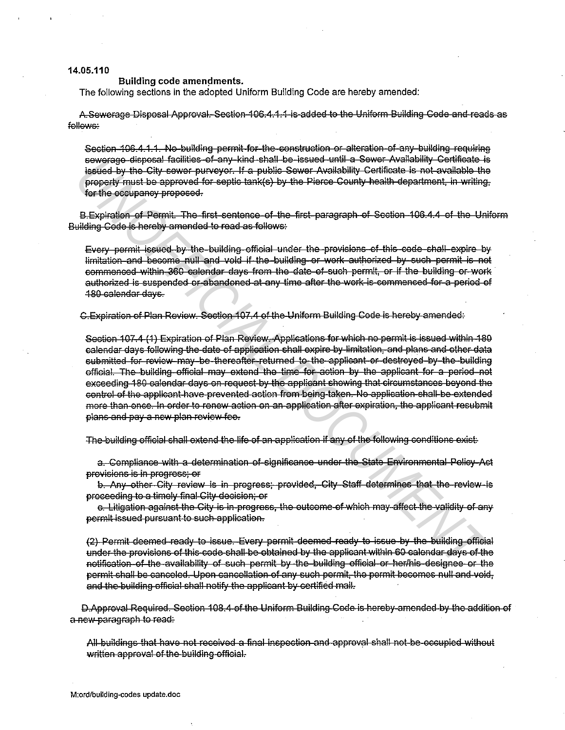**14.05.110**

**Building code amendments.**

The following sections in the adopted Uniform Building Code are hereby amended:

~~A.Sewerage Disposal Approval. Section 106.4.1.1 is added to the Uniform Building Code and reads as follows:~~

~~Section 106.4.1.1. No building permit for the construction or alteration of any building requiring sewerage disposal facilities of any kind shall be issued until a Sewer Availability Certificate is issued by the City sewer purveyor. If a public Sewer Availability Certificate is not available the property must be approved for septic tank(s) by the Pierce County health department, in writing, for the occupancy proposed.~~

~~B.Expiration of Permit. The first sentence of the first paragraph of Section 106.4.4 of the Uniform Building Code is hereby amended to read as follows:~~

~~Every permit issued by the building official under the provisions of this code shall expire by limitation and become null and void if the building or work authorized by such permit is not commenced within 360 calendar days from the date of such permit, or if the building or work authorized is suspended or abandoned at any time after the work is commenced for a period of 180 calendar days.~~

~~C.Expiration of Plan Review. Section 107.4 of the Uniform Building Code is hereby amended:~~

~~Section 107.4 (1) Expiration of Plan Review. Applications for which no permit is issued within 180 calendar days following the date of application shall expire by limitation, and plans and other data submitted for review may be thereafter returned to the applicant or destroyed by the building official. The building official may extend the time for action by the applicant for a period not exceeding 180 calendar days on request by the applicant showing that circumstances beyond the control of the applicant have prevented action from being taken. No application shall be extended more than once. In order to renew action on an application after expiration, the applicant resubmit plans and pay a new plan review fee.~~

~~The building official shall extend the life of an application if any of the following conditions exist:~~

~~a. Compliance with a determination of significance under the State Environmental Policy Act provisions is in progress; or~~

~~b. Any other City review is in progress; provided, City Staff determines that the review is proceeding to a timely final City decision; or~~

~~c. Litigation against the City is in progress, the outcome of which may affect the validity of any permit issued pursuant to such application.~~

~~(2) Permit deemed ready to issue. Every permit deemed ready to issue by the building official under the provisions of this code shall be obtained by the applicant within 60 calendar days of the notification of the availability of such permit by the building official or her/his designee or the permit shall be canceled. Upon cancellation of any such permit, the permit becomes null and void, and the building official shall notify the applicant by certified mail.~~

~~D.Approval Required. Section 108.4 of the Uniform Building Code is hereby amended by the addition of a new paragraph to read:~~

~~All buildings that have not received a final inspection and approval shall not be occupied without written approval of the building official.~~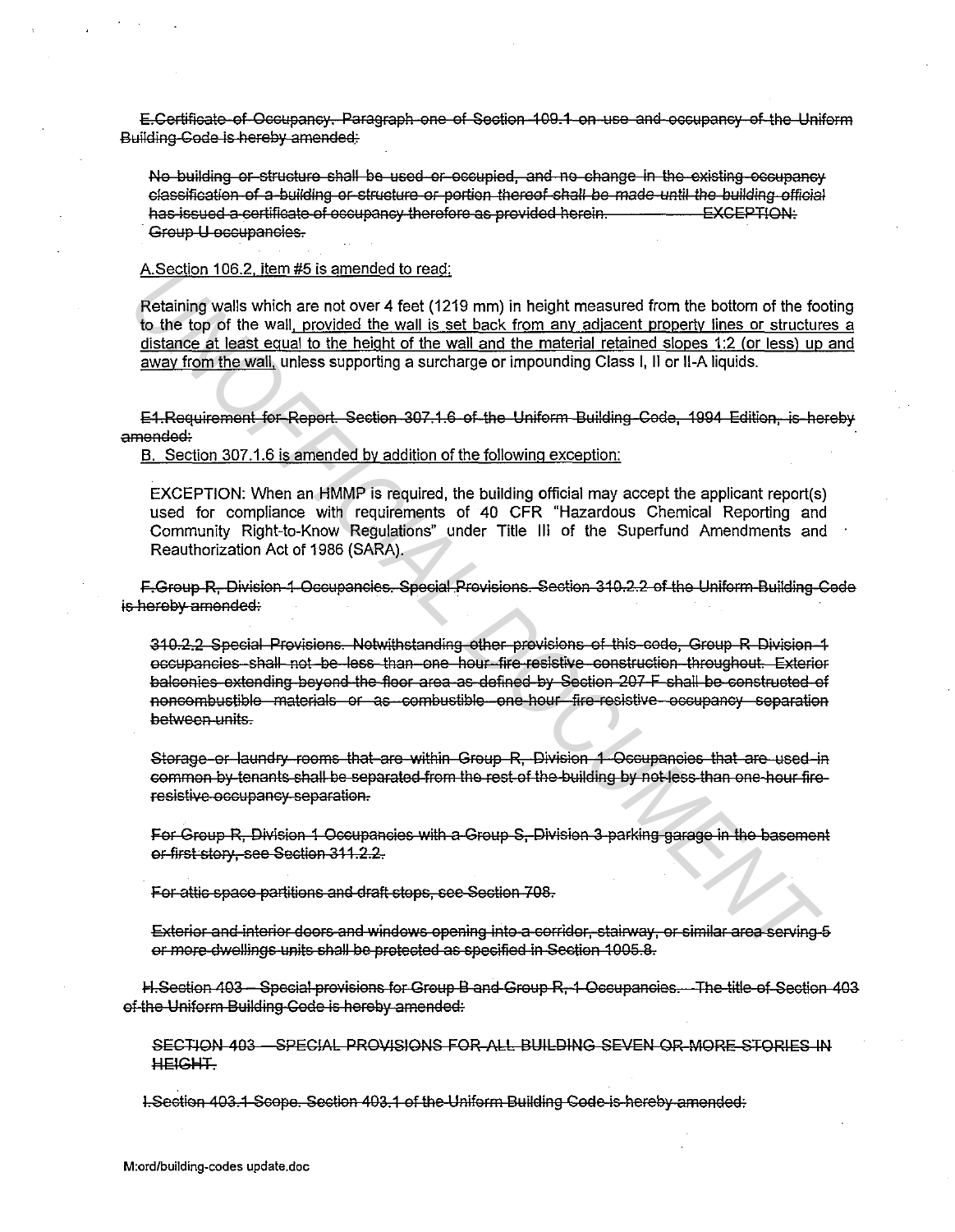~~E.Certificate of Occupancy. Paragraph one of Section 109.1 on use and occupancy of the Uniform Building Code is hereby amended:~~

~~No building or structure shall be used or occupied, and no change in the existing occupancy classification of a building or structure or portion thereof shall be made until the building official has issued a certificate of occupancy therefore as provided herein. EXCEPTION: Group U occupancies.~~

<u>A.Section 106.2, item #5 is amended to read:</u>

Retaining walls which are not over 4 feet (1219 mm) in height measured from the bottom of the footing to the top of the wall<u>, provided the wall is set back from any adjacent property lines or structures a distance at least equal to the height of the wall and the material retained slopes 1:2 (or less) up and away from the wall,</u> unless supporting a surcharge or impounding Class I, II or II-A liquids.

~~E1.Requirement for Report. Section 307.1.6 of the Uniform Building Code, 1994 Edition, is hereby amended:~~

<u>B. Section 307.1.6 is amended by addition of the following exception:</u>

EXCEPTION: When an HMMP is required, the building official may accept the applicant report(s) used for compliance with requirements of 40 CFR "Hazardous Chemical Reporting and Community Right-to-Know Regulations" under Title III of the Superfund Amendments and Reauthorization Act of 1986 (SARA).

~~F.Group R, Division 1 Occupancies. Special Provisions. Section 310.2.2 of the Uniform Building Code is hereby amended:~~

~~310.2.2 Special Provisions. Notwithstanding other provisions of this code, Group R Division 1 occupancies shall not be less than one hour fire resistive construction throughout. Exterior balconies extending beyond the floor area as defined by Section 207-F shall be constructed of noncombustible materials or as combustible one-hour fire-resistive occupancy separation between units.~~

~~Storage or laundry rooms that are within Group R, Division 1 Occupancies that are used in common by tenants shall be separated from the rest of the building by not less than one-hour fire-resistive occupancy separation.~~

~~For Group R, Division 1 Occupancies with a Group S, Division 3 parking garage in the basement or first story, see Section 311.2.2.~~

~~For attic space partitions and draft stops, see Section 708.~~

~~Exterior and interior doors and windows opening into a corridor, stairway, or similar area serving 5 or more dwellings units shall be protected as specified in Section 1005.8.~~

~~H.Section 403 – Special provisions for Group B and Group R, 1 Occupancies. The title of Section 403 of the Uniform Building Code is hereby amended:~~

~~SECTION 403 – SPECIAL PROVISIONS FOR ALL BUILDING SEVEN OR MORE STORIES IN HEIGHT.~~

~~I.Section 403.1 Scope. Section 403.1 of the Uniform Building Code is hereby amended:~~

M:ord/building-codes update.doc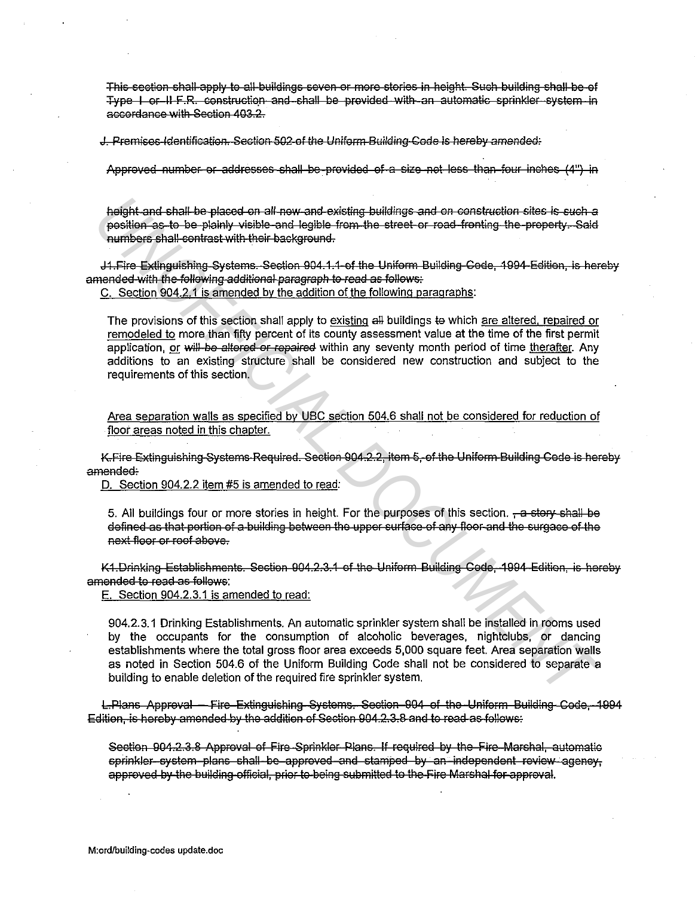~~This section shall apply to all buildings seven or more stories in height. Such building shall be of Type I or II F.R. construction and shall be provided with an automatic sprinkler system in accordance with Section 403.2.~~

~~*J. Premises Identification. Section 502 of the Uniform Building Code is hereby amended:*~~

~~Approved number or addresses shall be provided of a size not less than four inches (4") in height and shall be placed on *all new and existing buildings and on construction sites* is such a position as to be plainly visible and legible from the street or road fronting the property. Said numbers shall contrast with their background.~~

~~J1.Fire Extinguishing Systems. Section 904.1.1 of the Uniform Building Code, 1994 Edition, is hereby amended *with the following additional paragraph to read as follows:*~~

<u>C. Section 904.2.1 is amended by the addition of the following paragraphs</u>:

The provisions of this section shall apply to <u>existing</u> ~~all~~ buildings ~~to~~ which <u>are altered, repaired or remodeled to</u> more than fifty percent of its county assessment value at the time of the first permit application, <u>or</u> ~~*will be altered or repaired*~~ within any seventy month period of time <u>therafter</u>. Any additions to an existing structure shall be considered new construction and subject to the requirements of this section.

<u>Area separation walls as specified by UBC section 504.6 shall not be considered for reduction of floor areas noted in this chapter.</u>

~~K.Fire Extinguishing Systems Required. Section 904.2.2, item 5, of the Uniform Building Code is hereby amended:~~

<u>D. Section 904.2.2 item #5 is amended to read</u>:

5. All buildings four or more stories in height. For the purposes of this section. ~~, a story shall be defined as that portion of a building between the upper surface of any floor and the surgace of the next floor or roof above.~~

~~K1.Drinking Establishments. Section 904.2.3.1 of the Uniform Building Code, 1994 Edition, is hereby amended to read as follows:~~

<u>E. Section 904.2.3.1 is amended to read</u>:

904.2.3.1 Drinking Establishments. An automatic sprinkler system shall be installed in rooms used by the occupants for the consumption of alcoholic beverages, nightclubs, or dancing establishments where the total gross floor area exceeds 5,000 square feet. Area separation walls as noted in Section 504.6 of the Uniform Building Code shall not be considered to separate a building to enable deletion of the required fire sprinkler system.

~~L.Plans Approval — Fire Extinguishing Systems. Section 904 of the Uniform Building Code, 1994 Edition, is hereby amended by the addition of Section 904.2.3.8 and to read as follows:~~

~~Section 904.2.3.8 Approval of Fire Sprinkler Plans. If required by the Fire Marshal, automatic sprinkler system plans shall be approved and stamped by an independent review agency, approved by the building official, prior to being submitted to the Fire Marshal for approval.~~

M:ord/building-codes update.doc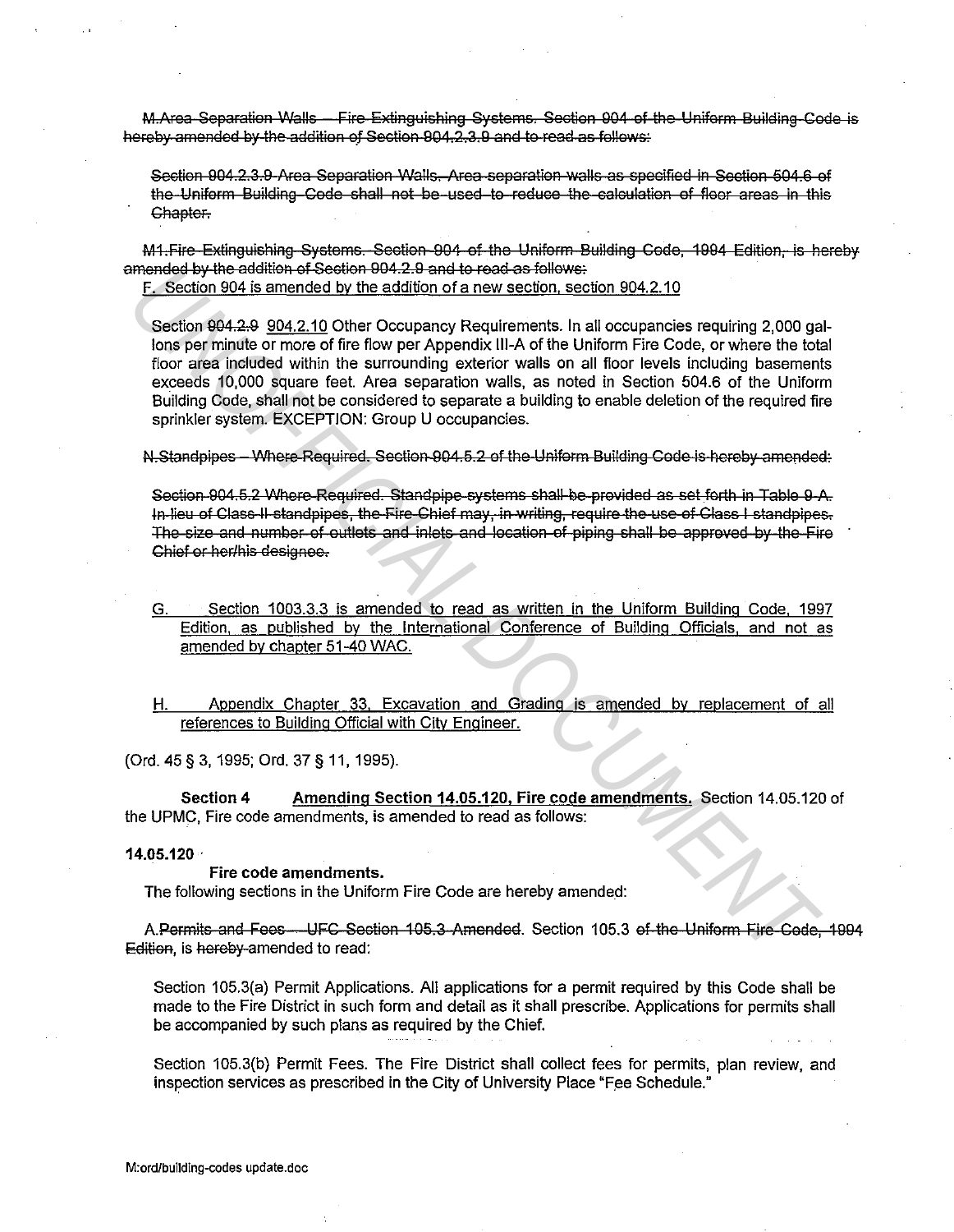~~M.Area Separation Walls – Fire Extinguishing Systems. Section 904 of the Uniform Building Code is hereby amended by the addition of Section 904.2.3.9 and to read as follows:~~

> ~~Section 904.2.3.9 Area Separation Walls. Area separation walls as specified in Section 504.6 of the Uniform Building Code shall not be used to reduce the calculation of floor areas in this Chapter.~~

~~M1.Fire Extinguishing Systems. Section 904 of the Uniform Building Code, 1994 Edition, is hereby amended by the addition of Section 904.2.9 and to read as follows:~~
F. Section 904 is amended by the addition of a new section, section 904.2.10

> Section ~~904.2.9~~ 904.2.10 Other Occupancy Requirements. In all occupancies requiring 2,000 gallons per minute or more of fire flow per Appendix III-A of the Uniform Fire Code, or where the total floor area included within the surrounding exterior walls on all floor levels including basements exceeds 10,000 square feet. Area separation walls, as noted in Section 504.6 of the Uniform Building Code, shall not be considered to separate a building to enable deletion of the required fire sprinkler system. EXCEPTION: Group U occupancies.

~~N.Standpipes – Where Required. Section 904.5.2 of the Uniform Building Code is hereby amended:~~

> ~~Section 904.5.2 Where Required. Standpipe systems shall be provided as set forth in Table 9-A. In lieu of Class II standpipes, the Fire Chief may, in writing, require the use of Class I standpipes. The size and number of outlets and inlets and location of piping shall be approved by the Fire Chief or her/his designee.~~

G. Section 1003.3.3 is amended to read as written in the Uniform Building Code, 1997 Edition, as published by the International Conference of Building Officials, and not as amended by chapter 51-40 WAC.

H. Appendix Chapter 33, Excavation and Grading is amended by replacement of all references to Building Official with City Engineer.

(Ord. 45 § 3, 1995; Ord. 37 § 11, 1995).

**Section 4** **Amending Section 14.05.120, Fire code amendments.** Section 14.05.120 of the UPMC, Fire code amendments, is amended to read as follows:

**14.05.120**

**Fire code amendments.**

The following sections in the Uniform Fire Code are hereby amended:

A.~~Permits and Fees – UFC Section 105.3 Amended~~. Section 105.3 ~~of the Uniform Fire Code, 1994 Edition~~, is ~~hereby~~ amended to read:

> Section 105.3(a) Permit Applications. All applications for a permit required by this Code shall be made to the Fire District in such form and detail as it shall prescribe. Applications for permits shall be accompanied by such plans as required by the Chief.
>
> Section 105.3(b) Permit Fees. The Fire District shall collect fees for permits, plan review, and inspection services as prescribed in the City of University Place "Fee Schedule."

M:ord/building-codes update.doc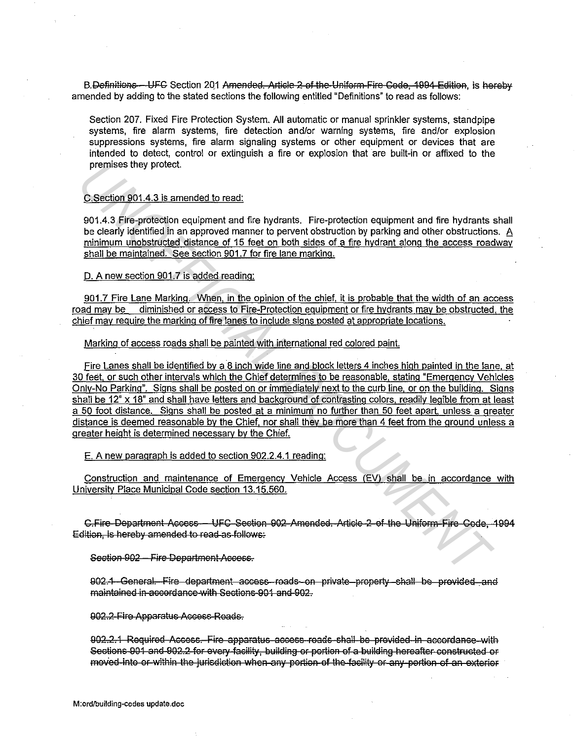B. ~~Definitions – UFC~~ Section 201 ~~Amended. Article 2 of the Uniform Fire Code, 1994 Edition~~, is ~~hereby~~ amended by adding to the stated sections the following entitled "Definitions" to read as follows:

Section 207. Fixed Fire Protection System. All automatic or manual sprinkler systems, standpipe systems, fire alarm systems, fire detection and/or warning systems, fire and/or explosion suppressions systems, fire alarm signaling systems or other equipment or devices that are intended to detect, control or extinguish a fire or explosion that are built-in or affixed to the premises they protect.

<u>C. Section 901.4.3 is amended to read:</u>

901.4.3 Fire-protection equipment and fire hydrants. Fire-protection equipment and fire hydrants shall be clearly identified in an approved manner to pervent obstruction by parking and other obstructions. <u>A minimum unobstructed distance of 15 feet on both sides of a fire hydrant along the access roadway shall be maintained. See section 901.7 for fire lane marking.</u>

<u>D. A new section 901.7 is added reading:</u>

<u>901.7 Fire Lane Marking. When, in the opinion of the chief, it is probable that the width of an access road may be diminished or access to Fire-Protection equipment or fire hydrants may be obstructed, the chief may require the marking of fire lanes to include signs posted at appropriate locations.</u>

<u>Marking of access roads shall be painted with international red colored paint.</u>

<u>Fire Lanes shall be identified by a 8 inch wide line and block letters 4 inches high painted in the lane, at 30 feet, or such other intervals which the Chief determines to be reasonable, stating "Emergency Vehicles Only-No Parking". Signs shall be posted on or immediately next to the curb line, or on the building. Signs shall be 12" x 18" and shall have letters and background of contrasting colors, readily legible from at least a 50 foot distance. Signs shall be posted at a minimum no further than 50 feet apart, unless a greater distance is deemed reasonable by the Chief, nor shall they be more than 4 feet from the ground unless a greater height is determined necessary by the Chief.</u>

<u>E. A new paragraph is added to section 902.2.4.1 reading:</u>

<u>Construction and maintenance of Emergency Vehicle Access (EV) shall be in accordance with University Place Municipal Code section 13.15.560.</u>

~~C. Fire Department Access – UFC Section 902 Amended. Article 2 of the Uniform Fire Code, 1994 Edition, is hereby amended to read as follows:~~

~~Section 902 – Fire Department Access.~~

~~902.1 General. Fire department access roads on private property shall be provided and maintained in accordance with Sections 901 and 902.~~

~~902.2 Fire Apparatus Access Roads.~~

~~902.2.1 Required Access. Fire apparatus access roads shall be provided in accordance with Sections 901 and 902.2 for every facility, building or portion of a building hereafter constructed or moved into or within the jurisdiction when any portion of the facility or any portion of an exterior~~

M:ord/building-codes update.doc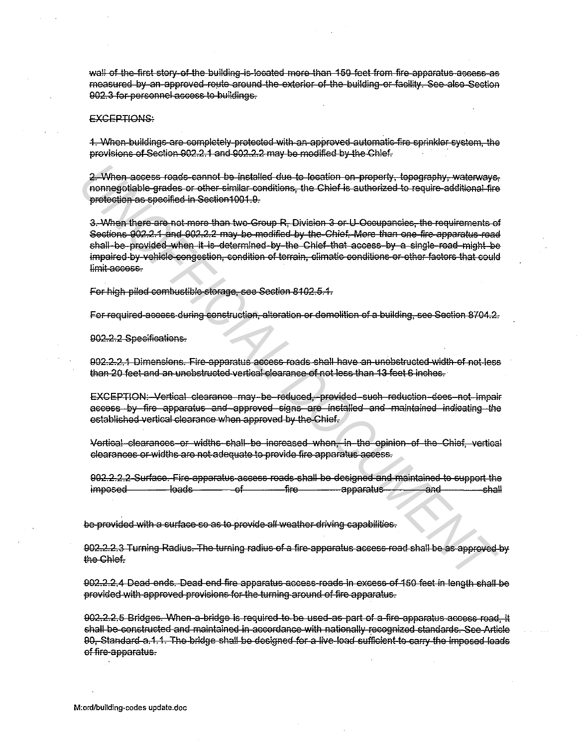~~wall of the first story of the building is located more than 150 feet from fire apparatus access as measured by an approved route around the exterior of the building or facility. See also Section 902.3 for personnel access to buildings.~~

~~EXCEPTIONS:~~

~~1. When buildings are completely protected with an approved automatic fire sprinkler system, the provisions of Section 902.2.1 and 902.2.2 may be modified by the Chief.~~

~~2. When access roads cannot be installed due to location on property, topography, waterways, nonnegotiable grades or other similar conditions, the Chief is authorized to require additional fire protection as specified in Section1001.9.~~

~~3. When there are not more than two Group R, Division 3 or U Occupancies, the requirements of Sections 902.2.1 and 902.2.2 may be modified by the Chief. More than one fire apparatus road shall be provided when it is determined by the Chief that access by a single road might be impaired by vehicle congestion, condition of terrain, climatic conditions or other factors that could limit access.~~

~~For high-piled combustible storage, see Section 8102.5.1.~~

~~For required access during construction, alteration or demolition of a building, see Section 8704.2.~~

~~902.2.2 Specifications.~~

~~902.2.2.1 Dimensions. Fire apparatus access roads shall have an unobstructed width of not less than 20 feet and an unobstructed vertical clearance of not less than 13 feet 6 inches.~~

~~EXCEPTION: Vertical clearance may be reduced, provided such reduction does not impair access by fire apparatus and approved signs are installed and maintained indicating the established vertical clearance when approved by the Chief.~~

~~Vertical clearances or widths shall be increased when, in the opinion of the Chief, vertical clearances or widths are not adequate to provide fire apparatus access.~~

~~902.2.2.2 Surface. Fire apparatus access roads shall be designed and maintained to support the imposed loads of fire apparatus and shall be provided with a surface so as to provide all weather driving capabilities.~~

~~902.2.2.3 Turning Radius. The turning radius of a fire apparatus access road shall be as approved by the Chief.~~

~~902.2.2.4 Dead ends. Dead-end fire apparatus access roads in excess of 150 feet in length shall be provided with approved provisions for the turning around of fire apparatus.~~

~~902.2.2.5 Bridges. When a bridge is required to be used as part of a fire apparatus access road, it shall be constructed and maintained in accordance with nationally recognized standards. See Article 90, Standard a.1.1. The bridge shall be designed for a live load sufficient to carry the imposed loads of fire apparatus.~~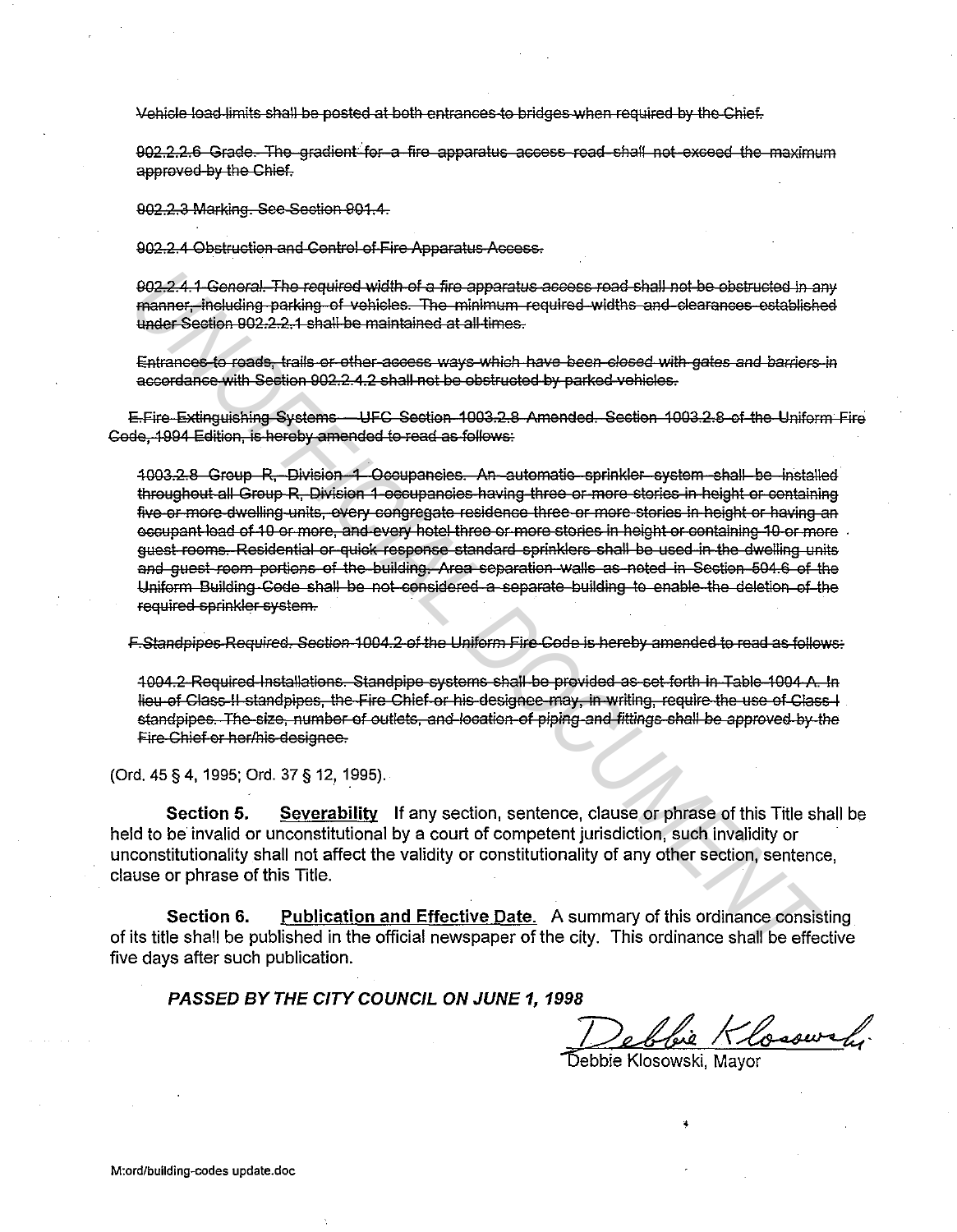~~Vehicle load limits shall be posted at both entrances to bridges when required by the Chief.~~

~~902.2.2.6 Grade. The gradient for a fire apparatus access road shall not exceed the maximum approved by the Chief.~~

~~902.2.3 Marking. See Section 901.4.~~

~~902.2.4 Obstruction and Control of Fire Apparatus Access.~~

~~902.2.4.1 General. The required width of a fire apparatus access road shall not be obstructed in any manner, including parking of vehicles. The minimum required widths and clearances established under Section 902.2.2.1 shall be maintained at all times.~~

~~Entrances to roads, trails or other access ways which have been closed with gates and barriers in accordance with Section 902.2.4.2 shall not be obstructed by parked vehicles.~~

~~E.Fire Extinguishing Systems — UFC Section 1003.2.8 Amended. Section 1003.2.8 of the Uniform Fire Code, 1994 Edition, is hereby amended to read as follows:~~

~~1003.2.8 Group R, Division 1 Occupancies. An automatic sprinkler system shall be installed throughout all Group R, Division 1 occupancies having three or more stories in height or containing five or more dwelling units, every congregate residence three or more stories in height or having an occupant load of 10 or more, and every hotel three or more stories in height or containing 10 or more guest rooms. Residential or quick response standard sprinklers shall be used in the dwelling units and guest room portions of the building. Area separation walls as noted in Section 504.6 of the Uniform Building Code shall be not considered a separate building to enable the deletion of the required sprinkler system.~~

~~F.Standpipes Required. Section 1004.2 of the Uniform Fire Code is hereby amended to read as follows:~~

~~1004.2 Required Installations. Standpipe systems shall be provided as set forth in Table 1004.A. In lieu of Class II standpipes, the Fire Chief or his designee may, in writing, require the use of Class I standpipes. The size, number of outlets, and location of piping and fittings shall be approved by the Fire Chief or her/his designee.~~

(Ord. 45 § 4, 1995; Ord. 37 § 12, 1995).

**Section 5.** <u>**Severability**</u> If any section, sentence, clause or phrase of this Title shall be held to be invalid or unconstitutional by a court of competent jurisdiction, such invalidity or unconstitutionality shall not affect the validity or constitutionality of any other section, sentence, clause or phrase of this Title.

**Section 6.** <u>**Publication and Effective Date.**</u> A summary of this ordinance consisting of its title shall be published in the official newspaper of the city. This ordinance shall be effective five days after such publication.

***PASSED BY THE CITY COUNCIL ON JUNE 1, 1998***

Debbie Klosowski

Debbie Klosowski, Mayor

M:ord/building-codes update.doc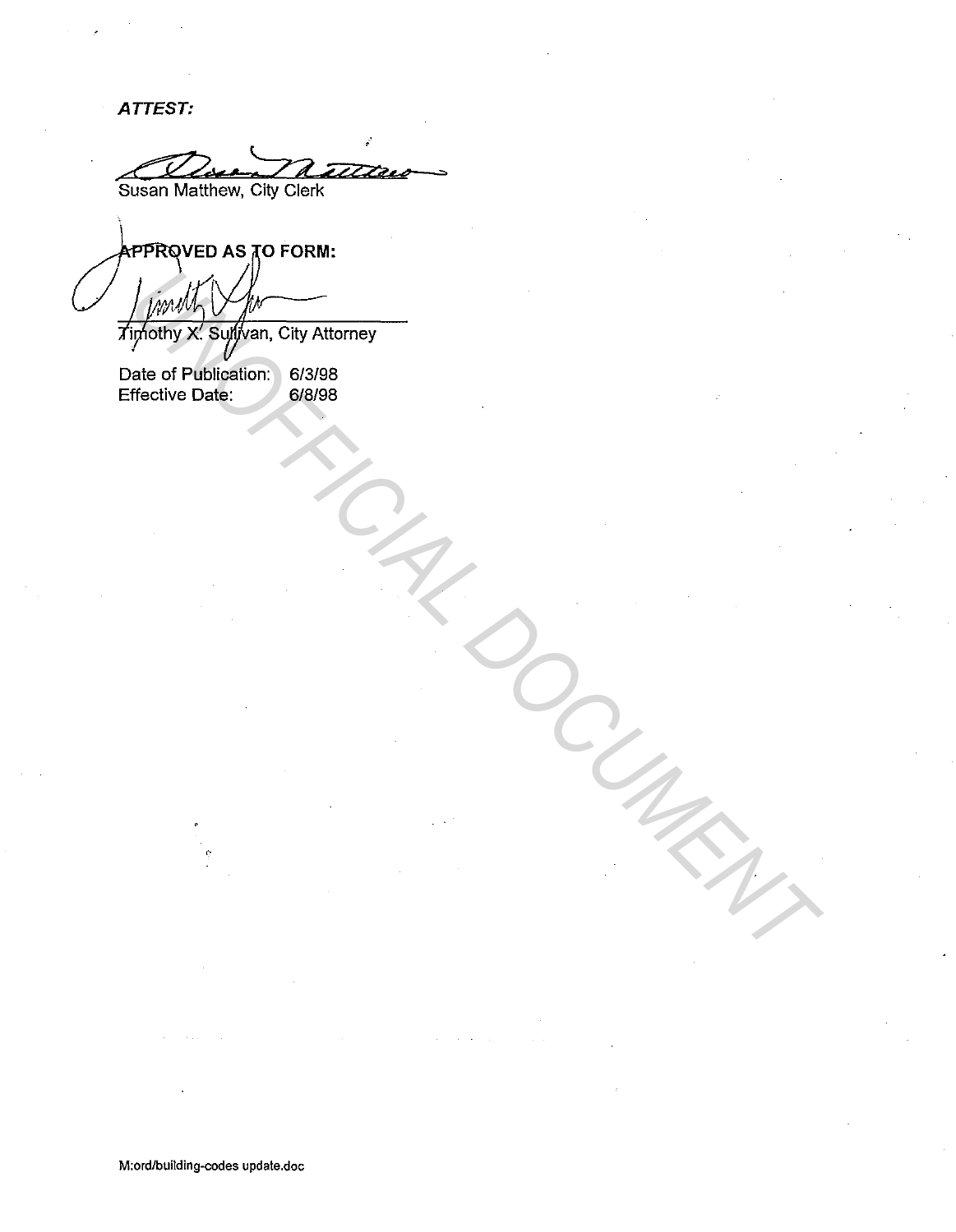***ATTEST:***

Susan Matthew, City Clerk

**APPROVED AS TO FORM:**

Timothy X. Sullivan, City Attorney

Date of Publication: 6/3/98
Effective Date: 6/8/98

UNOFFICIAL DOCUMENT

M:ord/building-codes update.doc